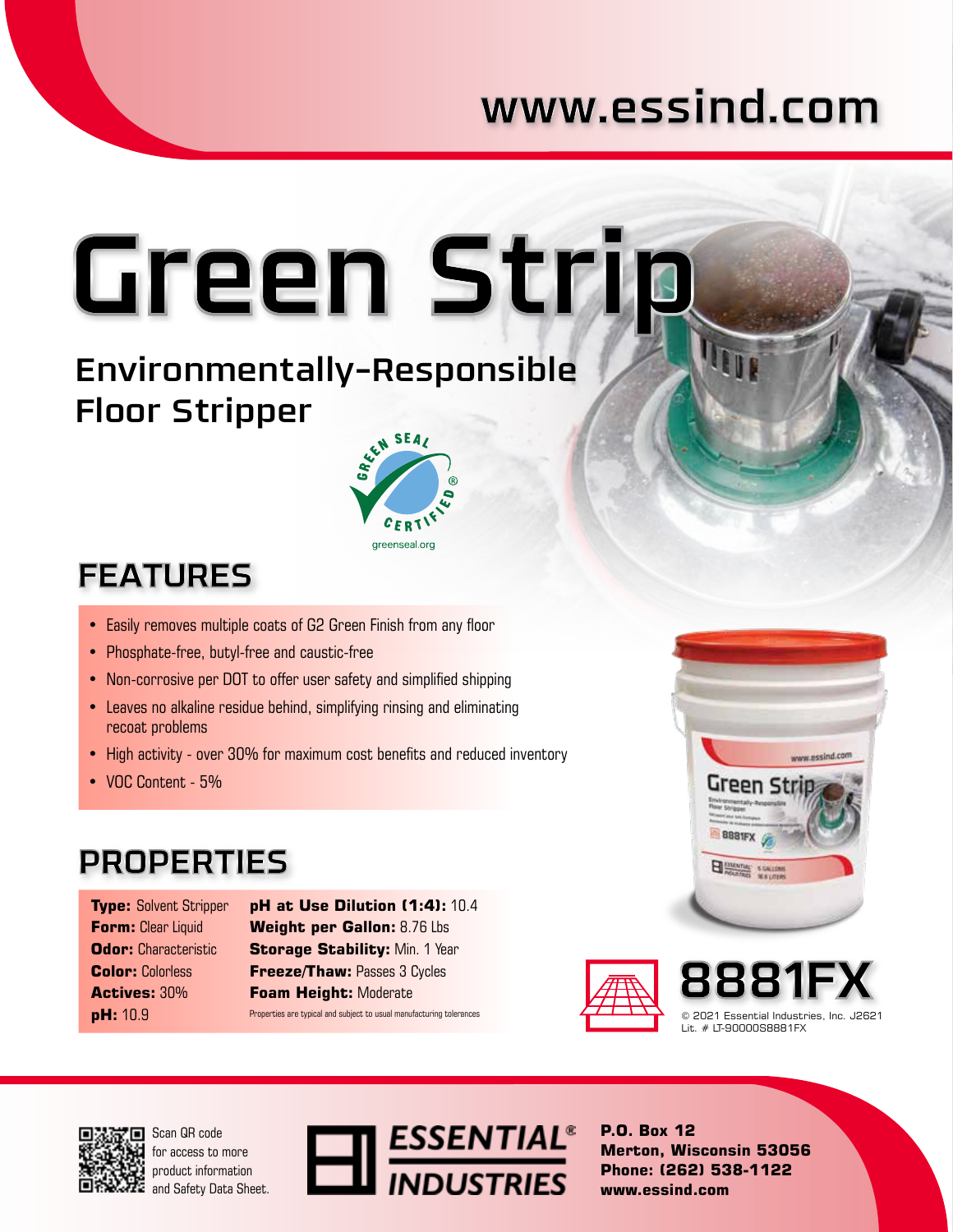www.essind.com

# Green Strip

## Environmentally-Responsible Floor Stripper

GREEN SEAL CERTIFIED®
greenseal.org

## FEATURES

- Easily removes multiple coats of G2 Green Finish from any floor
- Phosphate-free, butyl-free and caustic-free
- Non-corrosive per DOT to offer user safety and simplified shipping
- Leaves no alkaline residue behind, simplifying rinsing and eliminating recoat problems
- High activity - over 30% for maximum cost benefits and reduced inventory
- VOC Content - 5%

## PROPERTIES

**Type:** Solvent Stripper
**Form:** Clear Liquid
**Odor:** Characteristic
**Color:** Colorless
**Actives:** 30%
**pH:** 10.9

**pH at Use Dilution (1:4):** 10.4
**Weight per Gallon:** 8.76 Lbs
**Storage Stability:** Min. 1 Year
**Freeze/Thaw:** Passes 3 Cycles
**Foam Height:** Moderate

Properties are typical and subject to usual manufacturing tolerances

# 8881FX

© 2021 Essential Industries, Inc. J2621
Lit. # LT-90000S8881FX

Scan QR code for access to more product information and Safety Data Sheet.

ESSENTIAL® INDUSTRIES

**P.O. Box 12**
**Merton, Wisconsin 53056**
**Phone: (262) 538-1122**
**www.essind.com**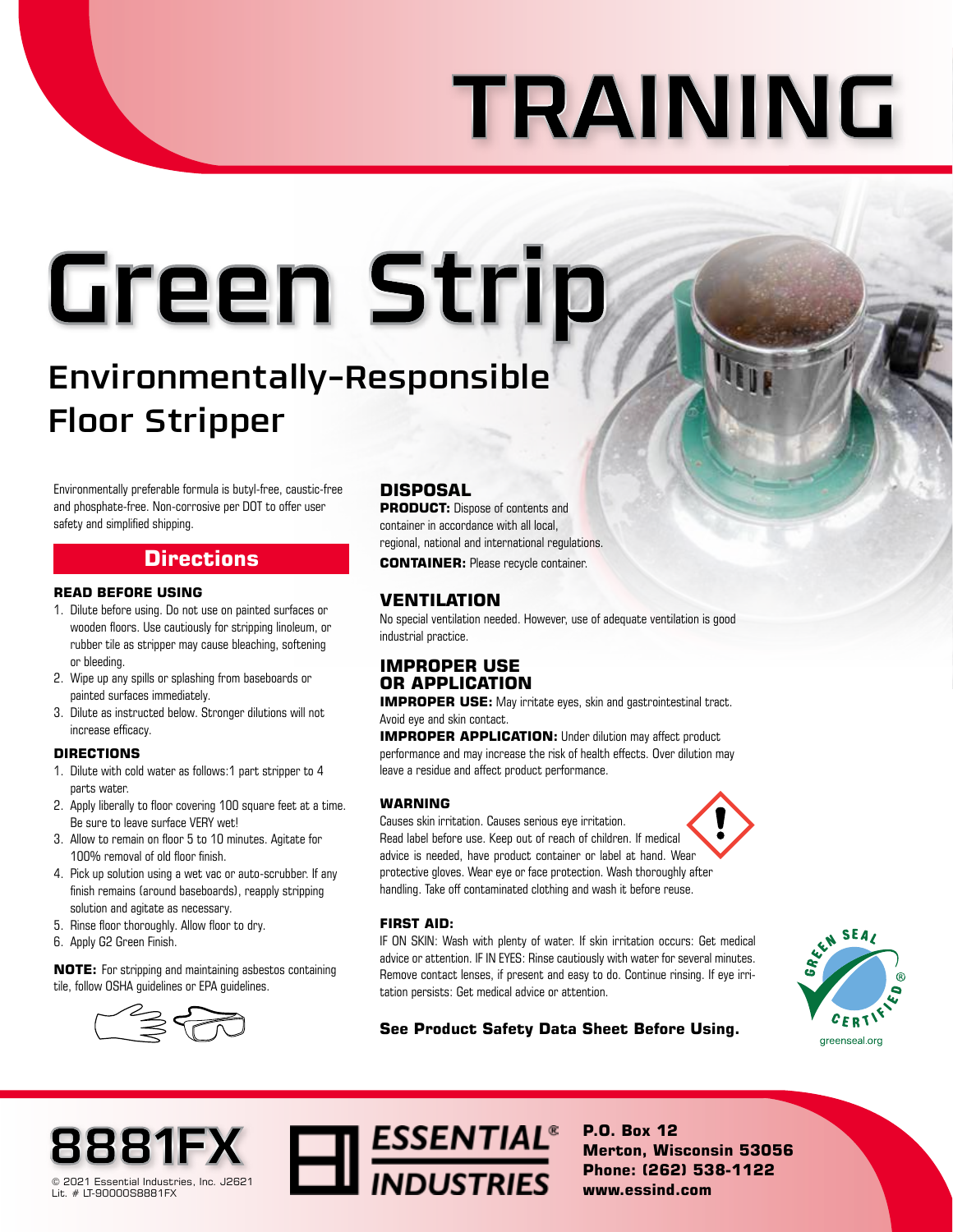# TRAINING

# Green Strip

## Environmentally-Responsible Floor Stripper

Environmentally preferable formula is butyl-free, caustic-free and phosphate-free. Non-corrosive per DOT to offer user safety and simplified shipping.

## Directions

### READ BEFORE USING

1. Dilute before using. Do not use on painted surfaces or wooden floors. Use cautiously for stripping linoleum, or rubber tile as stripper may cause bleaching, softening or bleeding.
2. Wipe up any spills or splashing from baseboards or painted surfaces immediately.
3. Dilute as instructed below. Stronger dilutions will not increase efficacy.

### DIRECTIONS

1. Dilute with cold water as follows:1 part stripper to 4 parts water.
2. Apply liberally to floor covering 100 square feet at a time. Be sure to leave surface VERY wet!
3. Allow to remain on floor 5 to 10 minutes. Agitate for 100% removal of old floor finish.
4. Pick up solution using a wet vac or auto-scrubber. If any finish remains (around baseboards), reapply stripping solution and agitate as necessary.
5. Rinse floor thoroughly. Allow floor to dry.
6. Apply G2 Green Finish.

**NOTE:** For stripping and maintaining asbestos containing tile, follow OSHA guidelines or EPA guidelines.

### DISPOSAL

**PRODUCT:** Dispose of contents and container in accordance with all local, regional, national and international regulations.

**CONTAINER:** Please recycle container.

### VENTILATION

No special ventilation needed. However, use of adequate ventilation is good industrial practice.

### IMPROPER USE OR APPLICATION

**IMPROPER USE:** May irritate eyes, skin and gastrointestinal tract. Avoid eye and skin contact.

**IMPROPER APPLICATION:** Under dilution may affect product performance and may increase the risk of health effects. Over dilution may leave a residue and affect product performance.

### WARNING

Causes skin irritation. Causes serious eye irritation. Read label before use. Keep out of reach of children. If medical advice is needed, have product container or label at hand. Wear protective gloves. Wear eye or face protection. Wash thoroughly after handling. Take off contaminated clothing and wash it before reuse.

### FIRST AID:

IF ON SKIN: Wash with plenty of water. If skin irritation occurs: Get medical advice or attention. IF IN EYES: Rinse cautiously with water for several minutes. Remove contact lenses, if present and easy to do. Continue rinsing. If eye irritation persists: Get medical advice or attention.

**See Product Safety Data Sheet Before Using.**

GREEN SEAL CERTIFIED®
greenseal.org

**8881FX**

© 2021 Essential Industries, Inc. J2621
Lit. # LT-90000S8881FX

ESSENTIAL® INDUSTRIES

**P.O. Box 12**
**Merton, Wisconsin 53056**
**Phone: (262) 538-1122**
**www.essind.com**